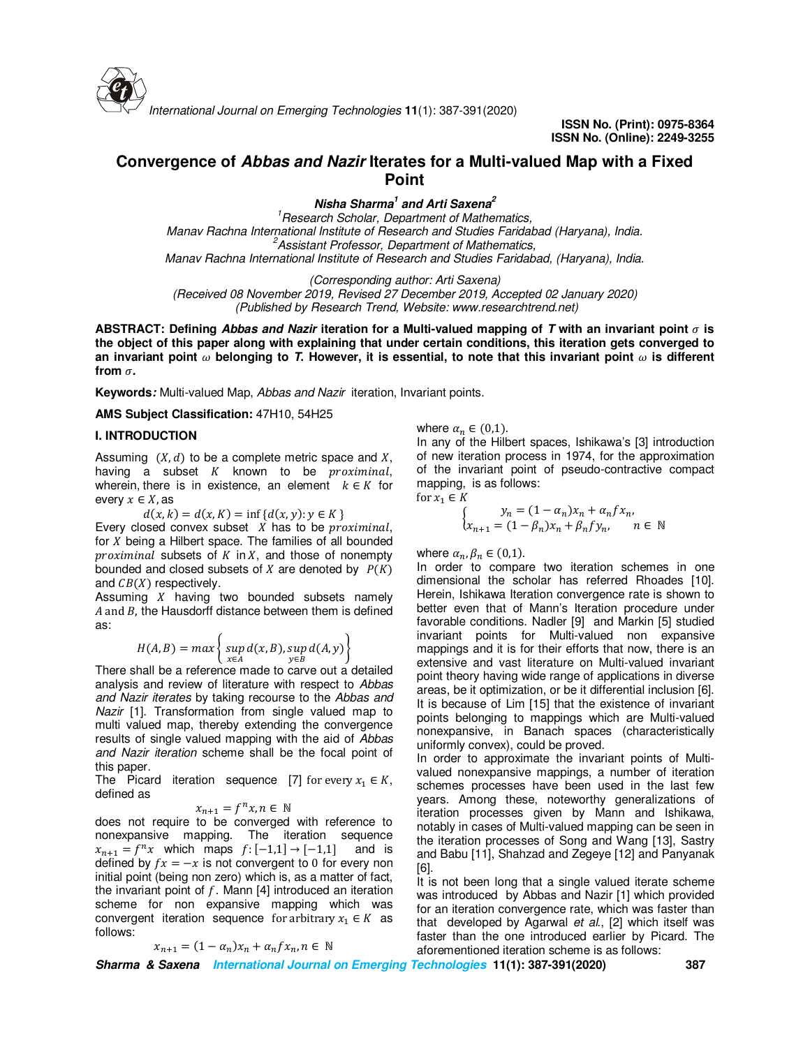ISSN No. (Print): 0975-8364
ISSN No. (Online): 2249-3255

# Convergence of *Abbas and Nazir* Iterates for a Multi-valued Map with a Fixed Point

***Nisha Sharma*** [1] ***and Arti Saxena*** [2]

[1] *Research Scholar, Department of Mathematics,*
*Manav Rachna International Institute of Research and Studies Faridabad (Haryana), India.*
[2] *Assistant Professor, Department of Mathematics,*
*Manav Rachna International Institute of Research and Studies Faridabad, (Haryana), India.*

*(Corresponding author: Arti Saxena)*
*(Received 08 November 2019, Revised 27 December 2019, Accepted 02 January 2020)*
*(Published by Research Trend, Website: www.researchtrend.net)*

**ABSTRACT: Defining *Abbas and Nazir* iteration for a Multi-valued mapping of *T* with an invariant point $\sigma$ is the object of this paper along with explaining that under certain conditions, this iteration gets converged to an invariant point $\omega$ belonging to *T*. However, it is essential, to note that this invariant point $\omega$ is different from $\sigma$.**

**Keywords*:*** Multi-valued Map, *Abbas and Nazir* iteration, Invariant points.

**AMS Subject Classification:** 47H10, 54H25

## I. INTRODUCTION

Assuming $(X,d)$ to be a complete metric space and $X$, having a subset $K$ known to be $proximinal$, wherein, there is in existence, an element $k \in K$ for every $x \in X$, as

$$d(x,k) = d(x,K) = \inf\{d(x,y): y \in K\}$$

Every closed convex subset $X$ has to be $proximinal$, for $X$ being a Hilbert space. The families of all bounded $proximinal$ subsets of $K$ in $X$, and those of nonempty bounded and closed subsets of $X$ are denoted by $P(K)$ and $CB(X)$ respectively.

Assuming $X$ having two bounded subsets namely $A$ and $B$, the Hausdorff distance between them is defined as:

$$H(A,B) = max\left\{\sup_{x\in A} d(x,B), \sup_{y\in B} d(A,y)\right\}$$

There shall be a reference made to carve out a detailed analysis and review of literature with respect to *Abbas and Nazir iterates* by taking recourse to the *Abbas and Nazir* [1]. Transformation from single valued map to multi valued map, thereby extending the convergence results of single valued mapping with the aid of *Abbas and Nazir iteration* scheme shall be the focal point of this paper.

The Picard iteration sequence [7] for every $x_1 \in K$, defined as

$$x_{n+1} = f^n x, n \in \mathbb{N}$$

does not require to be converged with reference to nonexpansive mapping. The iteration sequence $x_{n+1} = f^n x$ which maps $f: [-1,1] \to [-1,1]$ and is defined by $fx = -x$ is not convergent to 0 for every non initial point (being non zero) which is, as a matter of fact, the invariant point of $f$. Mann [4] introduced an iteration scheme for non expansive mapping which was convergent iteration sequence for arbitrary $x_1 \in K$ as follows:

$$x_{n+1} = (1-\alpha_n)x_n + \alpha_n f x_n, n \in \mathbb{N}$$

where $\alpha_n \in (0,1)$.

In any of the Hilbert spaces, Ishikawa's [3] introduction of new iteration process in 1974, for the approximation of the invariant point of pseudo-contractive compact mapping, is as follows:

for $x_1 \in K$

$$\begin{cases} y_n = (1-\alpha_n)x_n + \alpha_n f x_n, \\ x_{n+1} = (1-\beta_n)x_n + \beta_n f y_n, \quad n \in \mathbb{N} \end{cases}$$

where $\alpha_n, \beta_n \in (0,1)$.

In order to compare two iteration schemes in one dimensional the scholar has referred Rhoades [10]. Herein, Ishikawa Iteration convergence rate is shown to better even that of Mann's Iteration procedure under favorable conditions. Nadler [9] and Markin [5] studied invariant points for Multi-valued non expansive mappings and it is for their efforts that now, there is an extensive and vast literature on Multi-valued invariant point theory having wide range of applications in diverse areas, be it optimization, or be it differential inclusion [6]. It is because of Lim [15] that the existence of invariant points belonging to mappings which are Multi-valued nonexpansive, in Banach spaces (characteristically uniformly convex), could be proved.

In order to approximate the invariant points of Multi-valued nonexpansive mappings, a number of iteration schemes processes have been used in the last few years. Among these, noteworthy generalizations of iteration processes given by Mann and Ishikawa, notably in cases of Multi-valued mapping can be seen in the iteration processes of Song and Wang [13], Sastry and Babu [11], Shahzad and Zegeye [12] and Panyanak [6].

It is not been long that a single valued iterate scheme was introduced by Abbas and Nazir [1] which provided for an iteration convergence rate, which was faster than that developed by Agarwal *et al.*, [2] which itself was faster than the one introduced earlier by Picard. The aforementioned iteration scheme is as follows: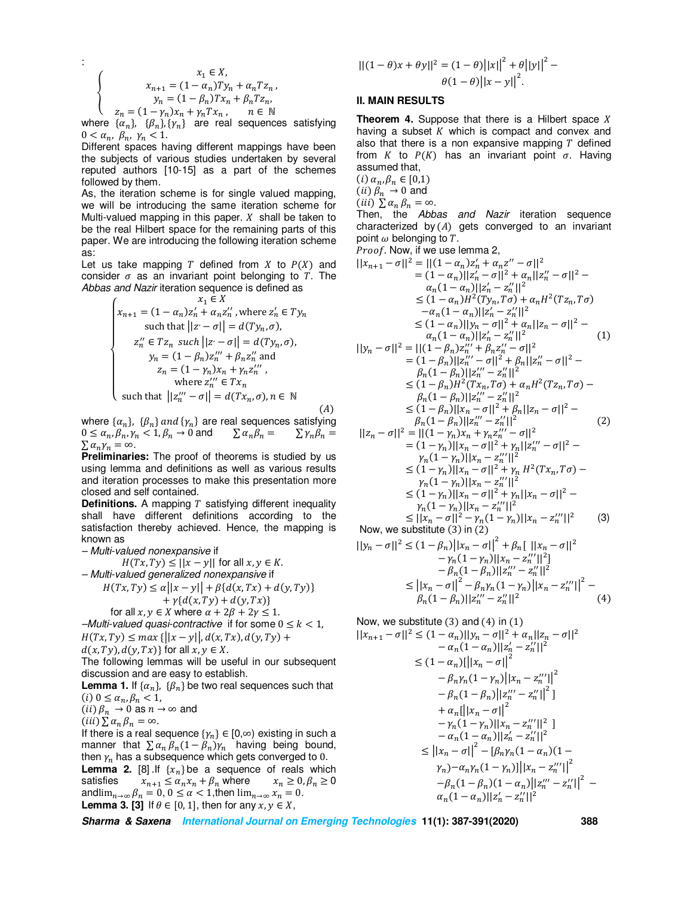:

$$\begin{cases} x_1 \in X, \\ x_{n+1} = (1-\alpha_n)Ty_n + \alpha_n Tz_n, \\ y_n = (1-\beta_n)Tx_n + \beta_n Tz_n, \\ z_n = (1-\gamma_n)x_n + \gamma_n Tx_n, \quad n \in \mathbb{N} \end{cases}$$

where $\{\alpha_n\}$, $\{\beta_n\}, \{\gamma_n\}$ are real sequences satisfying $0 < \alpha_n,\ \beta_n,\ \gamma_n < 1$.

Different spaces having different mappings have been the subjects of various studies undertaken by several reputed authors [10-15] as a part of the schemes followed by them.

As, the iteration scheme is for single valued mapping, we will be introducing the same iteration scheme for Multi-valued mapping in this paper. $X$ shall be taken to be the real Hilbert space for the remaining parts of this paper. We are introducing the following iteration scheme as:

Let us take mapping $T$ defined from $X$ to $P(X)$ and consider $\sigma$ as an invariant point belonging to $T$. The *Abbas and Nazir* iteration sequence is defined as

$$\begin{cases} x_1 \in X \\ x_{n+1} = (1-\alpha_n)z'_n + \alpha_n z''_n, \text{ where } z'_n \in Ty_n \\ \quad \text{such that } \|z' - \sigma\| = d(Ty_n, \sigma), \\ z''_n \in Tz_n \ \text{ such } \|z' - \sigma\| = d(Ty_n, \sigma), \\ y_n = (1-\beta_n)z'''_n + \beta_n z''_n \text{ and} \\ z_n = (1-\gamma_n)x_n + \gamma_n z'''_n, \\ \quad \text{where } z'''_n \in Tx_n \\ \text{such that } \|z'''_n - \sigma\| = d(Tx_n, \sigma), n \in \mathbb{N} \end{cases} \quad (A)$$

where $\{\alpha_n\}$, $\{\beta_n\}$ *and* $\{\gamma_n\}$ are real sequences satisfying $0 \le \alpha_n, \beta_n, \gamma_n < 1, \beta_n \to 0$ and $\sum \alpha_n \beta_n = \sum \gamma_n \beta_n = \sum \alpha_n \gamma_n = \infty$.

**Preliminaries:** The proof of theorems is studied by us using lemma and definitions as well as various results and iteration processes to make this presentation more closed and self contained.

**Definitions.** A mapping $T$ satisfying different inequality shall have different definitions according to the satisfaction thereby achieved. Hence, the mapping is known as

– *Multi-valued nonexpansive* if

$$H(Tx, Ty) \le \|x - y\| \text{ for all } x, y \in K.$$

– *Multi-valued generalized nonexpansive* if

$$H(Tx, Ty) \le \alpha\|x - y\| + \beta\{d(x, Tx) + d(y, Ty)\} + \gamma\{d(x, Ty) + d(y, Tx)\}$$

for all $x, y \in X$ where $\alpha + 2\beta + 2\gamma \le 1$.

–*Multi-valued quasi-contractive* if for some $0 \le k < 1$, $H(Tx, Ty) \le max\{\|x - y\|, d(x, Tx), d(y, Ty) + d(x, Ty), d(y, Tx)\}$ for all $x, y \in X$.

The following lemmas will be useful in our subsequent discussion and are easy to establish.

**Lemma 1.** If $\{\alpha_n\}$, $\{\beta_n\}$ be two real sequences such that
$(i)$ $0 \le \alpha_n, \beta_n < 1$,
$(ii)$ $\beta_n \to 0$ as $n \to \infty$ and
$(iii)$ $\sum \alpha_n \beta_n = \infty$.
If there is a real sequence $\{\gamma_n\} \in [0,\infty)$ existing in such a manner that $\sum \alpha_n \beta_n (1 - \beta_n)\gamma_n$ having being bound, then $\gamma_n$ has a subsequence which gets converged to 0.

**Lemma 2.** [8] .If $\{x_n\}$ be a sequence of reals which satisfies $x_{n+1} \le \alpha_n x_n + \beta_n$ where $x_n \ge 0, \beta_n \ge 0$ and $\lim_{n\to\infty} \beta_n = 0, 0 \le \alpha < 1$, then $\lim_{n\to\infty} x_n = 0$.

**Lemma 3. [3]** If $\theta \in [0, 1]$, then for any $x, y \in X$,

$$\|(1-\theta)x + \theta y\|^2 = (1-\theta)\|x\|^2 + \theta\|y\|^2 - \theta(1-\theta)\|x - y\|^2.$$

## II. MAIN RESULTS

**Theorem 4.** Suppose that there is a Hilbert space $X$ having a subset $K$ which is compact and convex and also that there is a non expansive mapping $T$ defined from $K$ to $P(K)$ has an invariant point $\sigma$. Having assumed that,
$(i)$ $\alpha_n, \beta_n \in [0,1)$
$(ii)$ $\beta_n \to 0$ and
$(iii)$ $\sum \alpha_n \beta_n = \infty$.
Then, the *Abbas and Nazir* iteration sequence characterized by $(A)$ gets converged to an invariant point $\omega$ belonging to $T$.

$Proof.$ Now, if we use lemma 2,

$$\begin{aligned} \|x_{n+1} - \sigma\|^2 &= \|(1-\alpha_n)z'_n + \alpha_n z'' - \sigma\|^2 \\ &= (1-\alpha_n)\|z'_n - \sigma\|^2 + \alpha_n\|z''_n - \sigma\|^2 - \alpha_n(1-\alpha_n)\|z'_n - z''_n\|^2 \\ &\le (1-\alpha_n)H^2(Ty_n, T\sigma) + \alpha_n H^2(Tz_n, T\sigma) - \alpha_n(1-\alpha_n)\|z'_n - z''_n\|^2 \\ &\le (1-\alpha_n)\|y_n - \sigma\|^2 + \alpha_n\|z_n - \sigma\|^2 - \alpha_n(1-\alpha_n)\|z'_n - z''_n\|^2 \quad (1) \end{aligned}$$

$$\begin{aligned} \|y_n - \sigma\|^2 &= \|(1-\beta_n)z'''_n + \beta_n z''_n - \sigma\|^2 \\ &= (1-\beta_n)\|z'''_n - \sigma\|^2 + \beta_n\|z''_n - \sigma\|^2 - \beta_n(1-\beta_n)\|z'''_n - z''_n\|^2 \\ &\le (1-\beta_n)H^2(Tx_n, T\sigma) + \alpha_n H^2(Tz_n, T\sigma) - \beta_n(1-\beta_n)\|z'''_n - z''_n\|^2 \\ &\le (1-\beta_n)\|x_n - \sigma\|^2 + \beta_n\|z_n - \sigma\|^2 - \beta_n(1-\beta_n)\|z'''_n - z''_n\|^2 \quad (2) \end{aligned}$$

$$\begin{aligned} \|z_n - \sigma\|^2 &= \|(1-\gamma_n)x_n + \gamma_n z'''_n - \sigma\|^2 \\ &= (1-\gamma_n)\|x_n - \sigma\|^2 + \gamma_n\|z'''_n - \sigma\|^2 - \gamma_n(1-\gamma_n)\|x_n - z'''_n\|^2 \\ &\le (1-\gamma_n)\|x_n - \sigma\|^2 + \gamma_n H^2(Tx_n, T\sigma) - \gamma_n(1-\gamma_n)\|x_n - z'''_n\|^2 \\ &\le (1-\gamma_n)\|x_n - \sigma\|^2 + \gamma_n\|x_n - \sigma\|^2 - \gamma_n(1-\gamma_n)\|x_n - z'''_n\|^2 \\ &\le \|x_n - \sigma\|^2 - \gamma_n(1-\gamma_n)\|x_n - z'''_n\|^2 \quad (3) \end{aligned}$$

Now, we substitute (3) in (2)

$$\begin{aligned} \|y_n - \sigma\|^2 &\le (1-\beta_n)\|x_n - \sigma\|^2 + \beta_n[\ \|x_n - \sigma\|^2 - \gamma_n(1-\gamma_n)\|x_n - z'''_n\|^2] - \beta_n(1-\beta_n)\|z'''_n - z''_n\|^2 \\ &\le \|x_n - \sigma\|^2 - \beta_n\gamma_n(1-\gamma_n)\|x_n - z'''_n\|^2 - \beta_n(1-\beta_n)\|z'''_n - z''_n\|^2 \quad (4) \end{aligned}$$

Now, we substitute (3) and (4) in (1)

$$\begin{aligned} \|x_{n+1} - \sigma\|^2 &\le (1-\alpha_n)\|y_n - \sigma\|^2 + \alpha_n\|z_n - \sigma\|^2 - \alpha_n(1-\alpha_n)\|z'_n - z''_n\|^2 \\ &\le (1-\alpha_n)[\|x_n - \sigma\|^2 - \beta_n\gamma_n(1-\gamma_n)\|x_n - z'''_n\|^2 - \beta_n(1-\beta_n)\|z'''_n - z''_n\|^2\ ] \\ &\quad + \alpha_n[\|x_n - \sigma\|^2 - \gamma_n(1-\gamma_n)\|x_n - z'''_n\|^2\ ] - \alpha_n(1-\alpha_n)\|z'_n - z''_n\|^2 \\ &\le \|x_n - \sigma\|^2 - [\beta_n\gamma_n(1-\alpha_n)(1-\gamma_n) - \alpha_n\gamma_n(1-\gamma_n)]\|x_n - z'''_n\|^2 \\ &\quad - \beta_n(1-\beta_n)(1-\alpha_n)\|z'''_n - z''_n\|^2 - \alpha_n(1-\alpha_n)\|z'_n - z''_n\|^2 \end{aligned}$$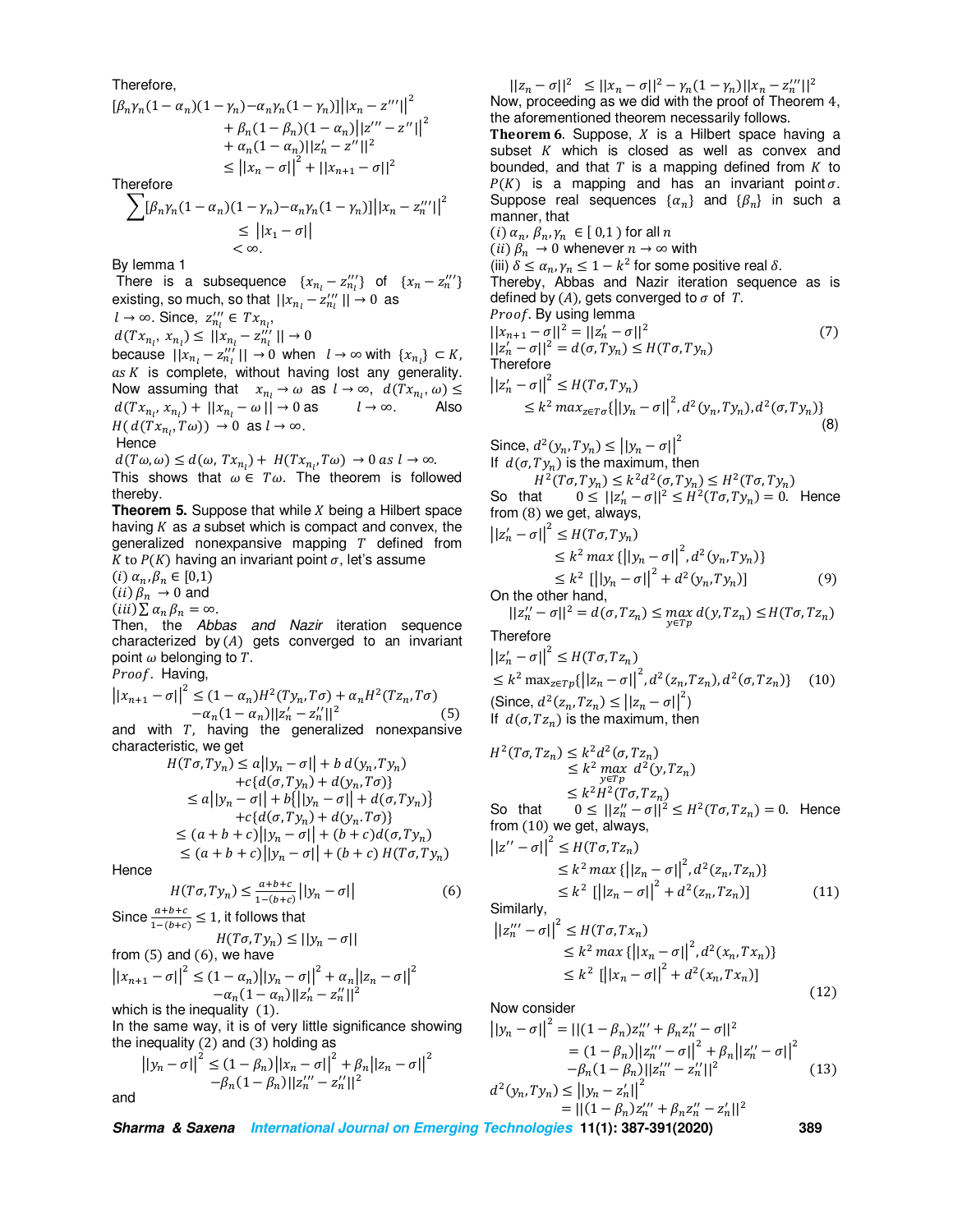Therefore,

$$[\beta_n\gamma_n(1-\alpha_n)(1-\gamma_n) - \alpha_n\gamma_n(1-\gamma_n)]||x_n - z'''||^2 + \beta_n(1-\beta_n)(1-\alpha_n)||z''' - z''||^2 + \alpha_n(1-\alpha_n)||z_n' - z''||^2 \le ||x_n - \sigma||^2 + ||x_{n+1} - \sigma||^2$$

Therefore

$$\sum[\beta_n\gamma_n(1-\alpha_n)(1-\gamma_n) - \alpha_n\gamma_n(1-\gamma_n)]||x_n - z_n'''||^2 \le ||x_1 - \sigma|| < \infty.$$

By lemma 1

There is a subsequence $\{x_{n_l} - z_{n_l}'''\}$ of $\{x_n - z_n'''\}$ existing, so much, so that $||x_{n_l} - z_{n_l}'''|| \to 0$ as $l \to \infty$. Since, $z_{n_l}''' \in Tx_{n_l}$, $d(Tx_{n_l}, x_{n_l}) \le ||x_{n_l} - z_{n_l}'''|| \to 0$ because $||x_{n_l} - z_{n_l}'''|| \to 0$ when $l \to \infty$ with $\{x_{n_l}\} \subset K$, as $K$ is complete, without having lost any generality. Now assuming that $x_{n_l} \to \omega$ as $l \to \infty$, $d(Tx_{n_l}, \omega) \le d(Tx_{n_l}, x_{n_l}) + ||x_{n_l} - \omega|| \to 0$ as $l \to \infty$. Also $H(d(Tx_{n_l}, T\omega)) \to 0$ as $l \to \infty$.

Hence

$d(T\omega, \omega) \le d(\omega, Tx_{n_l}) + H(Tx_{n_l}, T\omega) \to 0$ as $l \to \infty$.

This shows that $\omega \in T\omega$. The theorem is followed thereby.

**Theorem 5.** Suppose that while $X$ being a Hilbert space having $K$ as *a* subset which is compact and convex, the generalized nonexpansive mapping $T$ defined from $K$ to $P(K)$ having an invariant point $\sigma$, let's assume

$(i)$ $\alpha_n, \beta_n \in [0,1)$

$(ii)$ $\beta_n \to 0$ and

$(iii)$ $\sum \alpha_n\beta_n = \infty$.

Then, the *Abbas and Nazir* iteration sequence characterized by $(A)$ gets converged to an invariant point $\omega$ belonging to $T$.

*Proof*. Having,

$$||x_{n+1} - \sigma||^2 \le (1-\alpha_n)H^2(Ty_n, T\sigma) + \alpha_n H^2(Tz_n, T\sigma) - \alpha_n(1-\alpha_n)||z_n' - z_n''||^2 \quad (5)$$

and with $T$, having the generalized nonexpansive characteristic, we get

$$\begin{aligned} H(T\sigma, Ty_n) &\le a||y_n - \sigma|| + b\, d(y_n, Ty_n) + c\{d(\sigma, Ty_n) + d(y_n, T\sigma)\} \\ &\le a||y_n - \sigma|| + b\{||y_n - \sigma|| + d(\sigma, Ty_n)\} + c\{d(\sigma, Ty_n) + d(y_n, T\sigma)\} \\ &\le (a+b+c)||y_n - \sigma|| + (b+c)d(\sigma, Ty_n) \\ &\le (a+b+c)||y_n - \sigma|| + (b+c)\, H(T\sigma, Ty_n) \end{aligned}$$

Hence

$$H(T\sigma, Ty_n) \le \frac{a+b+c}{1-(b+c)}||y_n - \sigma|| \quad (6)$$

Since $\frac{a+b+c}{1-(b+c)} \le 1$, it follows that

$$H(T\sigma, Ty_n) \le ||y_n - \sigma||$$

from (5) and (6), we have

$$||x_{n+1} - \sigma||^2 \le (1-\alpha_n)||y_n - \sigma||^2 + \alpha_n||z_n - \sigma||^2 - \alpha_n(1-\alpha_n)||z_n' - z_n''||^2$$

which is the inequality (1).

In the same way, it is of very little significance showing the inequality (2) and (3) holding as

$$||y_n - \sigma||^2 \le (1-\beta_n)||x_n - \sigma||^2 + \beta_n||z_n - \sigma||^2 - \beta_n(1-\beta_n)||z_n''' - z_n''||^2$$

and

$$||z_n - \sigma||^2 \le ||x_n - \sigma||^2 - \gamma_n(1-\gamma_n)||x_n - z_n'''||^2$$

Now, proceeding as we did with the proof of Theorem 4, the aforementioned theorem necessarily follows.

**Theorem 6.** Suppose, $X$ is a Hilbert space having a subset $K$ which is closed as well as convex and bounded, and that $T$ is a mapping defined from $K$ to $P(K)$ is a mapping and has an invariant point $\sigma$. Suppose real sequences $\{\alpha_n\}$ and $\{\beta_n\}$ in such a manner, that

$(i)$ $\alpha_n, \beta_n, \gamma_n \in [0,1)$ for all $n$

$(ii)$ $\beta_n \to 0$ whenever $n \to \infty$ with

(iii) $\delta \le \alpha_n, \gamma_n \le 1 - k^2$ for some positive real $\delta$.

Thereby, Abbas and Nazir iteration sequence as is defined by $(A)$, gets converged to $\sigma$ of $T$.

*Proof*. By using lemma

$$||x_{n+1} - \sigma||^2 = ||z_n' - \sigma||^2 \quad (7)$$

$$||z_n' - \sigma||^2 = d(\sigma, Ty_n) \le H(T\sigma, Ty_n)$$

Therefore

$$\begin{aligned} ||z_n' - \sigma||^2 &\le H(T\sigma, Ty_n) \\ &\le k^2 \max_{z \in T\sigma}\{||y_n - \sigma||^2, d^2(y_n, Ty_n), d^2(\sigma, Ty_n)\} \end{aligned} \quad (8)$$

Since, $d^2(y_n, Ty_n) \le ||y_n - \sigma||^2$

If $d(\sigma, Ty_n)$ is the maximum, then

$$H^2(T\sigma, Ty_n) \le k^2 d^2(\sigma, Ty_n) \le H^2(T\sigma, Ty_n)$$

So that $0 \le ||z_n' - \sigma||^2 \le H^2(T\sigma, Ty_n) = 0$. Hence from (8) we get, always,

$$\begin{aligned} ||z_n' - \sigma||^2 &\le H(T\sigma, Ty_n) \\ &\le k^2 \max\{||y_n - \sigma||^2, d^2(y_n, Ty_n)\} \\ &\le k^2\, [||y_n - \sigma||^2 + d^2(y_n, Ty_n)] \end{aligned} \quad (9)$$

On the other hand,

$$||z_n'' - \sigma||^2 = d(\sigma, Tz_n) \le \max_{y \in Tp} d(y, Tz_n) \le H(T\sigma, Tz_n)$$

Therefore

$$\begin{aligned} ||z_n' - \sigma||^2 &\le H(T\sigma, Tz_n) \\ &\le k^2 \max_{z \in Tp}\{||z_n - \sigma||^2, d^2(z_n, Tz_n), d^2(\sigma, Tz_n)\} \end{aligned} \quad (10)$$

(Since, $d^2(z_n, Tz_n) \le ||z_n - \sigma||^2$)

If $d(\sigma, Tz_n)$ is the maximum, then

$$\begin{aligned} H^2(T\sigma, Tz_n) &\le k^2 d^2(\sigma, Tz_n) \\ &\le k^2 \max_{y \in Tp} d^2(y, Tz_n) \\ &\le k^2 H^2(T\sigma, Tz_n) \end{aligned}$$

So that $0 \le ||z_n'' - \sigma||^2 \le H^2(T\sigma, Tz_n) = 0$. Hence from (10) we get, always,

$$\begin{aligned} ||z'' - \sigma||^2 &\le H(T\sigma, Tz_n) \\ &\le k^2 \max\{||z_n - \sigma||^2, d^2(z_n, Tz_n)\} \\ &\le k^2\, [||z_n - \sigma||^2 + d^2(z_n, Tz_n)] \end{aligned} \quad (11)$$

Similarly,

$$\begin{aligned} ||z_n''' - \sigma||^2 &\le H(T\sigma, Tx_n) \\ &\le k^2 \max\{||x_n - \sigma||^2, d^2(x_n, Tx_n)\} \\ &\le k^2\, [||x_n - \sigma||^2 + d^2(x_n, Tx_n)] \end{aligned} \quad (12)$$

Now consider

$$\begin{aligned} ||y_n - \sigma||^2 &= ||(1-\beta_n)z_n''' + \beta_n z_n'' - \sigma||^2 \\ &= (1-\beta_n)||z_n''' - \sigma||^2 + \beta_n||z_n'' - \sigma||^2 - \beta_n(1-\beta_n)||z_n''' - z_n''||^2 \end{aligned} \quad (13)$$

$$\begin{aligned} d^2(y_n, Ty_n) &\le ||y_n - z_n'||^2 \\ &= ||(1-\beta_n)z_n''' + \beta_n z_n'' - z_n'||^2 \end{aligned}$$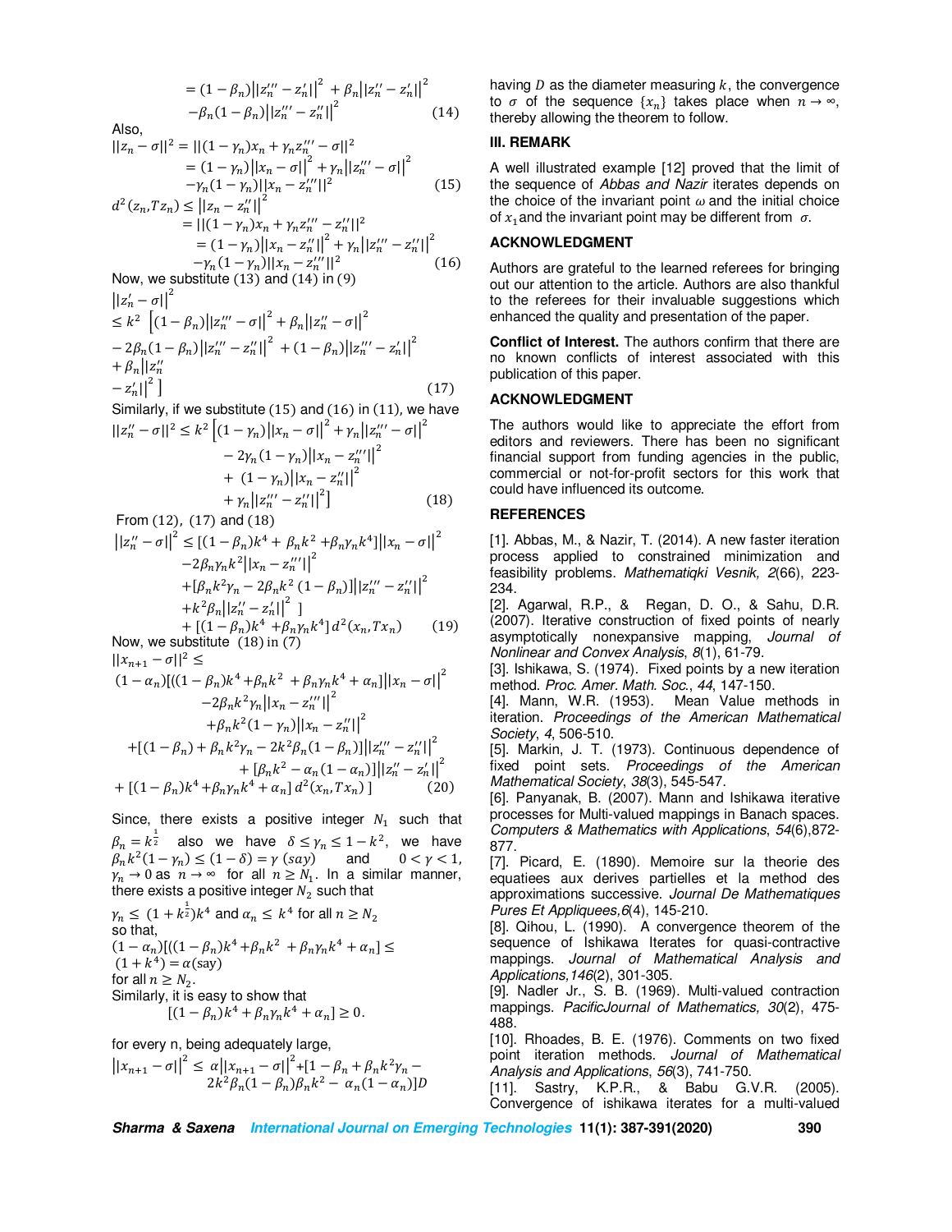$$= (1-\beta_n)\|z_n''' - z_n'\|^2 + \beta_n\|z_n'' - z_n'\|^2 - \beta_n(1-\beta_n)\|z_n''' - z_n''\|^2 \quad (14)$$

Also,

$$\|z_n - \sigma\|^2 = \|(1-\gamma_n)x_n + \gamma_n z_n''' - \sigma\|^2 = (1-\gamma_n)\|x_n - \sigma\|^2 + \gamma_n\|z_n''' - \sigma\|^2 - \gamma_n(1-\gamma_n)\|x_n - z_n'''\|^2 \quad (15)$$

$$d^2(z_n, Tz_n) \leq \|z_n - z_n''\|^2 = \|(1-\gamma_n)x_n + \gamma_n z_n''' - z_n''\|^2 = (1-\gamma_n)\|x_n - z_n''\|^2 + \gamma_n\|z_n''' - z_n''\|^2 - \gamma_n(1-\gamma_n)\|x_n - z_n'''\|^2 \quad (16)$$

Now, we substitute (13) and (14) in (9)

$$\|z_n' - \sigma\|^2 \leq k^2 \Big[(1-\beta_n)\|z_n''' - \sigma\|^2 + \beta_n\|z_n'' - \sigma\|^2 - 2\beta_n(1-\beta_n)\|z_n''' - z_n''\|^2 + (1-\beta_n)\|z_n''' - z_n'\|^2 + \beta_n\|z_n'' - z_n'\|^2\Big] \quad (17)$$

Similarly, if we substitute (15) and (16) in (11), we have

$$\|z_n'' - \sigma\|^2 \leq k^2 \Big[(1-\gamma_n)\|x_n - \sigma\|^2 + \gamma_n\|z_n''' - \sigma\|^2 - 2\gamma_n(1-\gamma_n)\|x_n - z_n'''\|^2 + (1-\gamma_n)\|x_n - z_n''\|^2 + \gamma_n\|z_n''' - z_n''\|^2\Big] \quad (18)$$

From (12), (17) and (18)

$$\|z_n'' - \sigma\|^2 \leq [(1-\beta_n)k^4 + \beta_n k^2 + \beta_n\gamma_n k^4]\|x_n - \sigma\|^2 - 2\beta_n\gamma_n k^2\|x_n - z_n'''\|^2 + [\beta_n k^2\gamma_n - 2\beta_n k^2(1-\beta_n)]\|z_n''' - z_n''\|^2 + k^2\beta_n\|z_n'' - z_n'\|^2 \; ] + [(1-\beta_n)k^4 + \beta_n\gamma_n k^4]\, d^2(x_n, Tx_n) \quad (19)$$

Now, we substitute (18) in (7)

$$\|x_{n+1} - \sigma\|^2 \leq (1-\alpha_n)[((1-\beta_n)k^4 + \beta_n k^2 + \beta_n\gamma_n k^4 + \alpha_n]\|x_n - \sigma\|^2 - 2\beta_n k^2\gamma_n\|x_n - z_n'''\|^2 + \beta_n k^2(1-\gamma_n)\|x_n - z_n''\|^2 + [(1-\beta_n) + \beta_n k^2\gamma_n - 2k^2\beta_n(1-\beta_n)]\|z_n''' - z_n''\|^2 + [\beta_n k^2 - \alpha_n(1-\alpha_n)]\|z_n'' - z_n'\|^2 + [(1-\beta_n)k^4 + \beta_n\gamma_n k^4 + \alpha_n]\, d^2(x_n, Tx_n)\; ] \quad (20)$$

Since, there exists a positive integer $N_1$ such that $\beta_n = k^{\frac{1}{2}}$ also we have $\delta \leq \gamma_n \leq 1 - k^2$, we have $\beta_n k^2(1-\gamma_n) \leq (1-\delta) = \gamma$ (say) and $0 < \gamma < 1$, $\gamma_n \to 0$ as $n \to \infty$ for all $n \geq N_1$. In a similar manner, there exists a positive integer $N_2$ such that

$\gamma_n \leq (1 + k^{\frac{1}{2}})k^4$ and $\alpha_n \leq k^4$ for all $n \geq N_2$

so that,

$(1-\alpha_n)[((1-\beta_n)k^4 + \beta_n k^2 + \beta_n\gamma_n k^4 + \alpha_n] \leq (1 + k^4) = \alpha$(say)

for all $n \geq N_2$.

Similarly, it is easy to show that

$$[(1-\beta_n)k^4 + \beta_n\gamma_n k^4 + \alpha_n] \geq 0.$$

for every n, being adequately large,

$$\|x_{n+1} - \sigma\|^2 \leq \alpha\|x_{n+1} - \sigma\|^2 + [1 - \beta_n + \beta_n k^2\gamma_n - 2k^2\beta_n(1-\beta_n)\beta_n k^2 - \alpha_n(1-\alpha_n)]D$$

having $D$ as the diameter measuring $k$, the convergence to $\sigma$ of the sequence $\{x_n\}$ takes place when $n \to \infty$, thereby allowing the theorem to follow.

## III. REMARK

A well illustrated example [12] proved that the limit of the sequence of *Abbas and Nazir* iterates depends on the choice of the invariant point $\omega$ and the initial choice of $x_1$ and the invariant point may be different from $\sigma$.

## ACKNOWLEDGMENT

Authors are grateful to the learned referees for bringing out our attention to the article. Authors are also thankful to the referees for their invaluable suggestions which enhanced the quality and presentation of the paper.

**Conflict of Interest.** The authors confirm that there are no known conflicts of interest associated with this publication of this paper.

## ACKNOWLEDGMENT

The authors would like to appreciate the effort from editors and reviewers. There has been no significant financial support from funding agencies in the public, commercial or not-for-profit sectors for this work that could have influenced its outcome.

## REFERENCES

[1]. Abbas, M., & Nazir, T. (2014). A new faster iteration process applied to constrained minimization and feasibility problems. *Mathematiqki Vesnik, 2*(66), 223-234.

[2]. Agarwal, R.P., & Regan, D. O., & Sahu, D.R. (2007). Iterative construction of fixed points of nearly asymptotically nonexpansive mapping, *Journal of Nonlinear and Convex Analysis*, *8*(1), 61-79.

[3]. Ishikawa, S. (1974). Fixed points by a new iteration method. *Proc. Amer. Math. Soc.*, *44*, 147-150.

[4]. Mann, W.R. (1953). Mean Value methods in iteration. *Proceedings of the American Mathematical Society*, *4*, 506-510.

[5]. Markin, J. T. (1973). Continuous dependence of fixed point sets. *Proceedings of the American Mathematical Society*, *38*(3), 545-547.

[6]. Panyanak, B. (2007). Mann and Ishikawa iterative processes for Multi-valued mappings in Banach spaces. *Computers & Mathematics with Applications*, *54*(6),872-877.

[7]. Picard, E. (1890). Memoire sur la theorie des equatiees aux derives partielles et la method des approximations successive. *Journal De Mathematiques Pures Et Appliquees,6*(4), 145-210.

[8]. Qihou, L. (1990). A convergence theorem of the sequence of Ishikawa Iterates for quasi-contractive mappings. *Journal of Mathematical Analysis and Applications,146*(2), 301-305.

[9]. Nadler Jr., S. B. (1969). Multi-valued contraction mappings. *PacificJournal of Mathematics, 30*(2), 475-488.

[10]. Rhoades, B. E. (1976). Comments on two fixed point iteration methods. *Journal of Mathematical Analysis and Applications*, *56*(3), 741-750.

[11]. Sastry, K.P.R., & Babu G.V.R. (2005). Convergence of ishikawa iterates for a multi-valued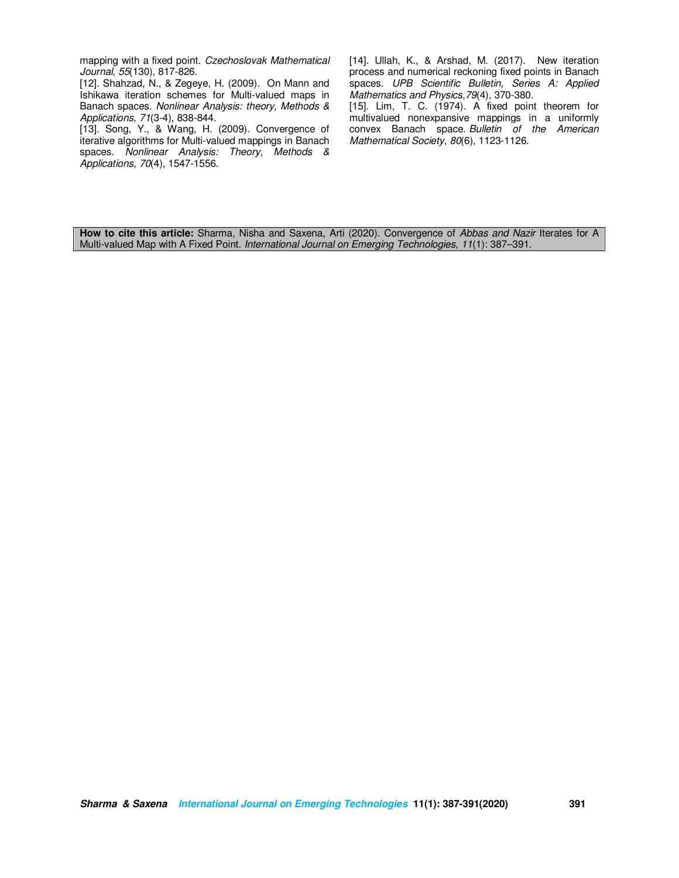mapping with a fixed point. *Czechoslovak Mathematical Journal*, *55*(130), 817-826.

[12]. Shahzad, N., & Zegeye, H. (2009). On Mann and Ishikawa iteration schemes for Multi-valued maps in Banach spaces. *Nonlinear Analysis: theory, Methods & Applications, 71*(3-4), 838-844.

[13]. Song, Y., & Wang, H. (2009). Convergence of iterative algorithms for Multi-valued mappings in Banach spaces. *Nonlinear Analysis: Theory, Methods & Applications, 70*(4), 1547-1556.

[14]. Ullah, K., & Arshad, M. (2017). New iteration process and numerical reckoning fixed points in Banach spaces. *UPB Scientific Bulletin, Series A: Applied Mathematics and Physics*,*79*(4), 370-380.

[15]. Lim, T. C. (1974). A fixed point theorem for multivalued nonexpansive mappings in a uniformly convex Banach space. *Bulletin of the American Mathematical Society*, *80*(6), 1123-1126.

**How to cite this article:** Sharma, Nisha and Saxena, Arti (2020). Convergence of *Abbas and Nazir* Iterates for A Multi-valued Map with A Fixed Point. *International Journal on Emerging Technologies*, *11*(1): 387–391.